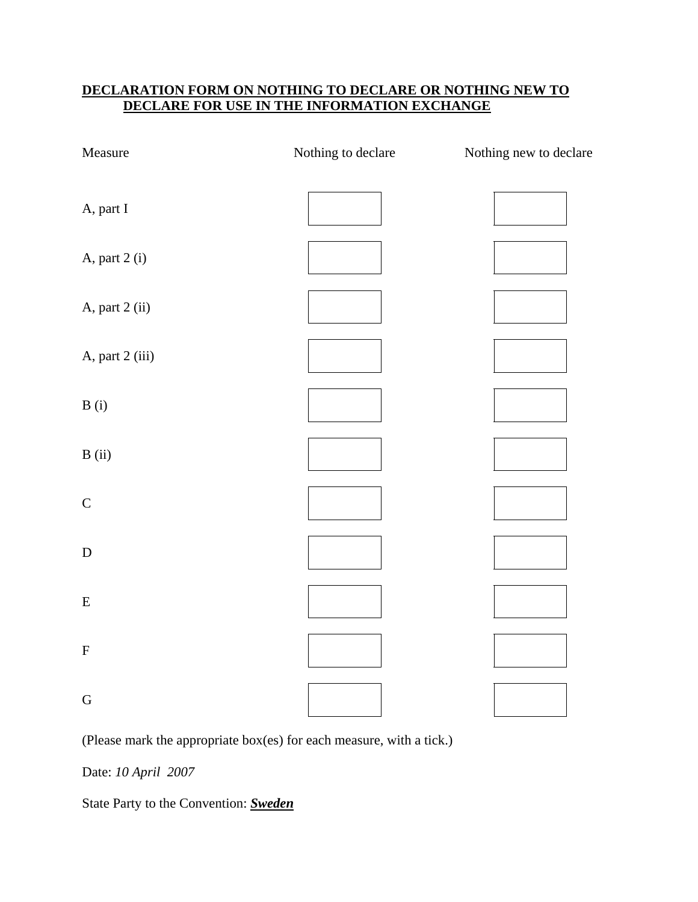# DECLARATION FORM ON NOTHING TO DECLARE OR NOTHING NEW TO DECLARE FOR USE IN THE INFORMATION EXCHANGE

| Measure | Nothing to declare | Nothing new to declare |
|---|---|---|
| A, part I | | |
| A, part 2 (i) | | |
| A, part 2 (ii) | | |
| A, part 2 (iii) | | |
| B (i) | | |
| B (ii) | | |
| C | | |
| D | | |
| E | | |
| F | | |
| G | | |

(Please mark the appropriate box(es) for each measure, with a tick.)

Date: *10 April 2007*

State Party to the Convention: ***Sweden***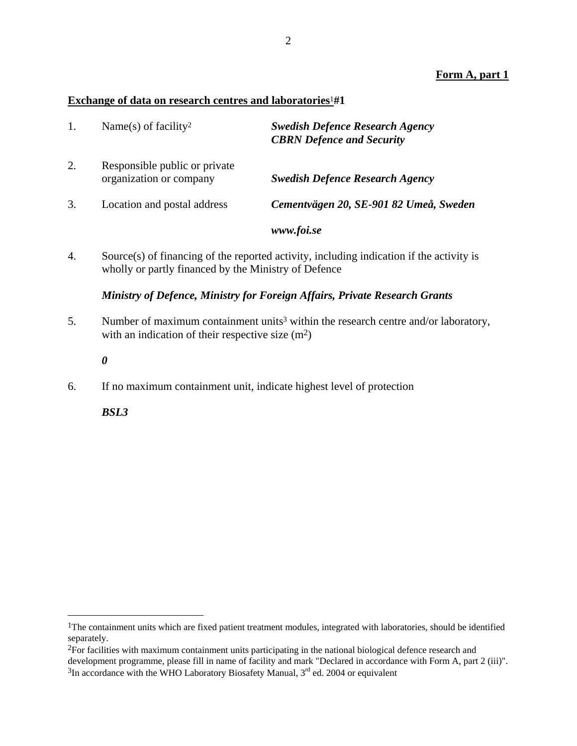**Form A, part 1**

**Exchange of data on research centres and laboratories**[1] **#1**

1. Name(s) of facility[2] — ***Swedish Defence Research Agency CBRN Defence and Security***

2. Responsible public or private organization or company — ***Swedish Defence Research Agency***

3. Location and postal address — ***Cementvägen 20, SE-901 82 Umeå, Sweden***

   ***www.foi.se***

4. Source(s) of financing of the reported activity, including indication if the activity is wholly or partly financed by the Ministry of Defence

   ***Ministry of Defence, Ministry for Foreign Affairs, Private Research Grants***

5. Number of maximum containment units[3] within the research centre and/or laboratory, with an indication of their respective size ($m^2$)

   ***0***

6. If no maximum containment unit, indicate highest level of protection

   ***BSL3***

---

[1]The containment units which are fixed patient treatment modules, integrated with laboratories, should be identified separately.

[2]For facilities with maximum containment units participating in the national biological defence research and development programme, please fill in name of facility and mark "Declared in accordance with Form A, part 2 (iii)".

[3]In accordance with the WHO Laboratory Biosafety Manual, 3rd ed. 2004 or equivalent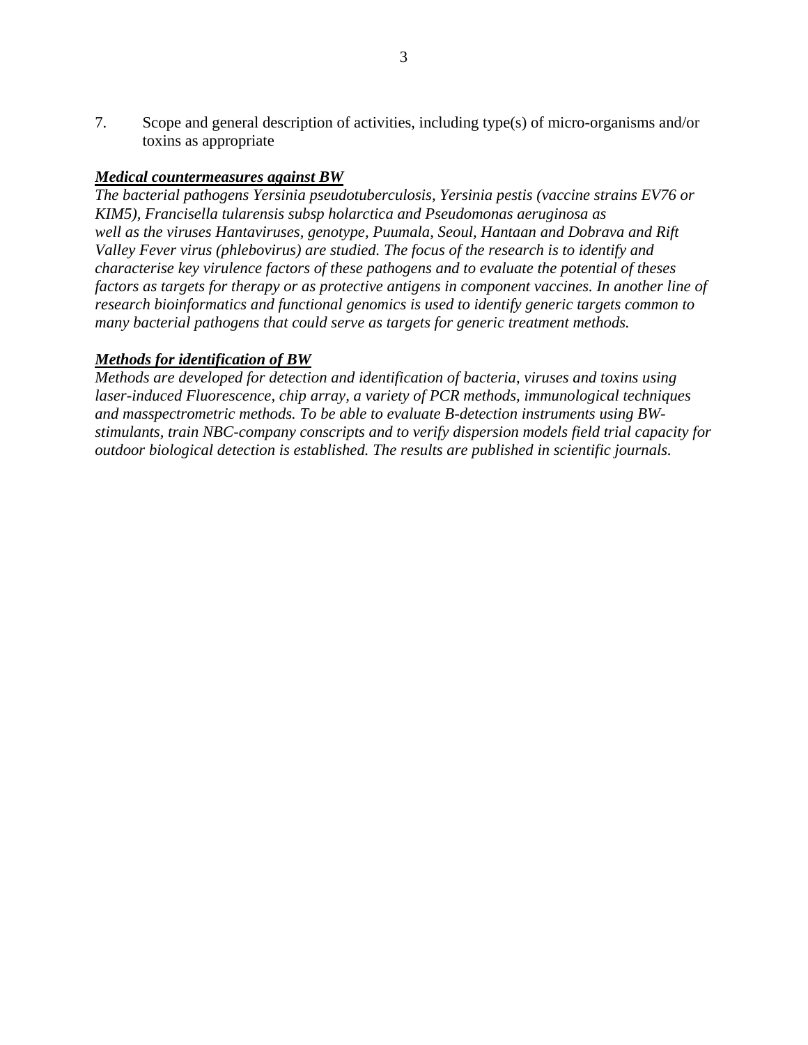7. Scope and general description of activities, including type(s) of micro-organisms and/or toxins as appropriate

***Medical countermeasures against BW***

*The bacterial pathogens Yersinia pseudotuberculosis, Yersinia pestis (vaccine strains EV76 or KIM5), Francisella tularensis subsp holarctica and Pseudomonas aeruginosa as well as the viruses Hantaviruses, genotype, Puumala, Seoul, Hantaan and Dobrava and Rift Valley Fever virus (phlebovirus) are studied. The focus of the research is to identify and characterise key virulence factors of these pathogens and to evaluate the potential of theses factors as targets for therapy or as protective antigens in component vaccines. In another line of research bioinformatics and functional genomics is used to identify generic targets common to many bacterial pathogens that could serve as targets for generic treatment methods.*

***Methods for identification of BW***

*Methods are developed for detection and identification of bacteria, viruses and toxins using laser-induced Fluorescence, chip array, a variety of PCR methods, immunological techniques and masspectrometric methods. To be able to evaluate B-detection instruments using BW-stimulants, train NBC-company conscripts and to verify dispersion models field trial capacity for outdoor biological detection is established. The results are published in scientific journals.*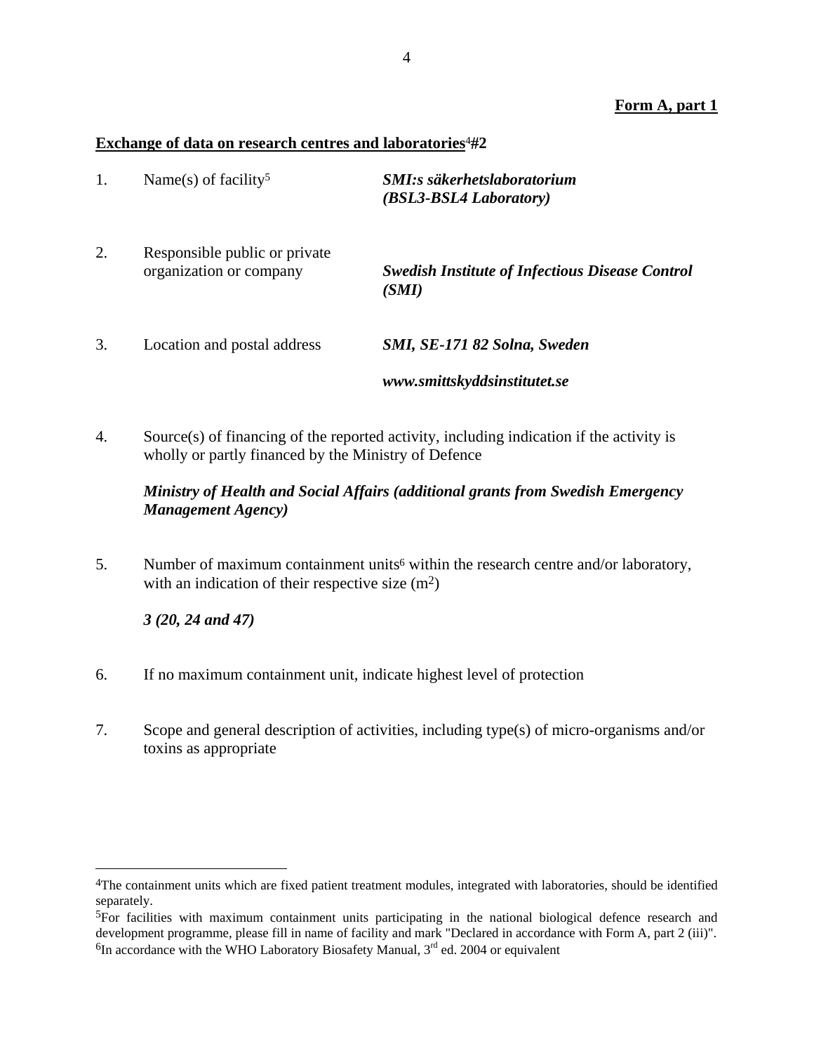**Form A, part 1**

**Exchange of data on research centres and laboratories**[4] **#2**

1. Name(s) of facility[5] — ***SMI:s säkerhetslaboratorium (BSL3-BSL4 Laboratory)***

2. Responsible public or private organization or company — ***Swedish Institute of Infectious Disease Control (SMI)***

3. Location and postal address — ***SMI, SE-171 82 Solna, Sweden***

   ***www.smittskyddsinstitutet.se***

4. Source(s) of financing of the reported activity, including indication if the activity is wholly or partly financed by the Ministry of Defence

   ***Ministry of Health and Social Affairs (additional grants from Swedish Emergency Management Agency)***

5. Number of maximum containment units[6] within the research centre and/or laboratory, with an indication of their respective size ($m^2$)

   ***3 (20, 24 and 47)***

6. If no maximum containment unit, indicate highest level of protection

7. Scope and general description of activities, including type(s) of micro-organisms and/or toxins as appropriate

---

[4] The containment units which are fixed patient treatment modules, integrated with laboratories, should be identified separately.

[5] For facilities with maximum containment units participating in the national biological defence research and development programme, please fill in name of facility and mark "Declared in accordance with Form A, part 2 (iii)".

[6] In accordance with the WHO Laboratory Biosafety Manual, 3rd ed. 2004 or equivalent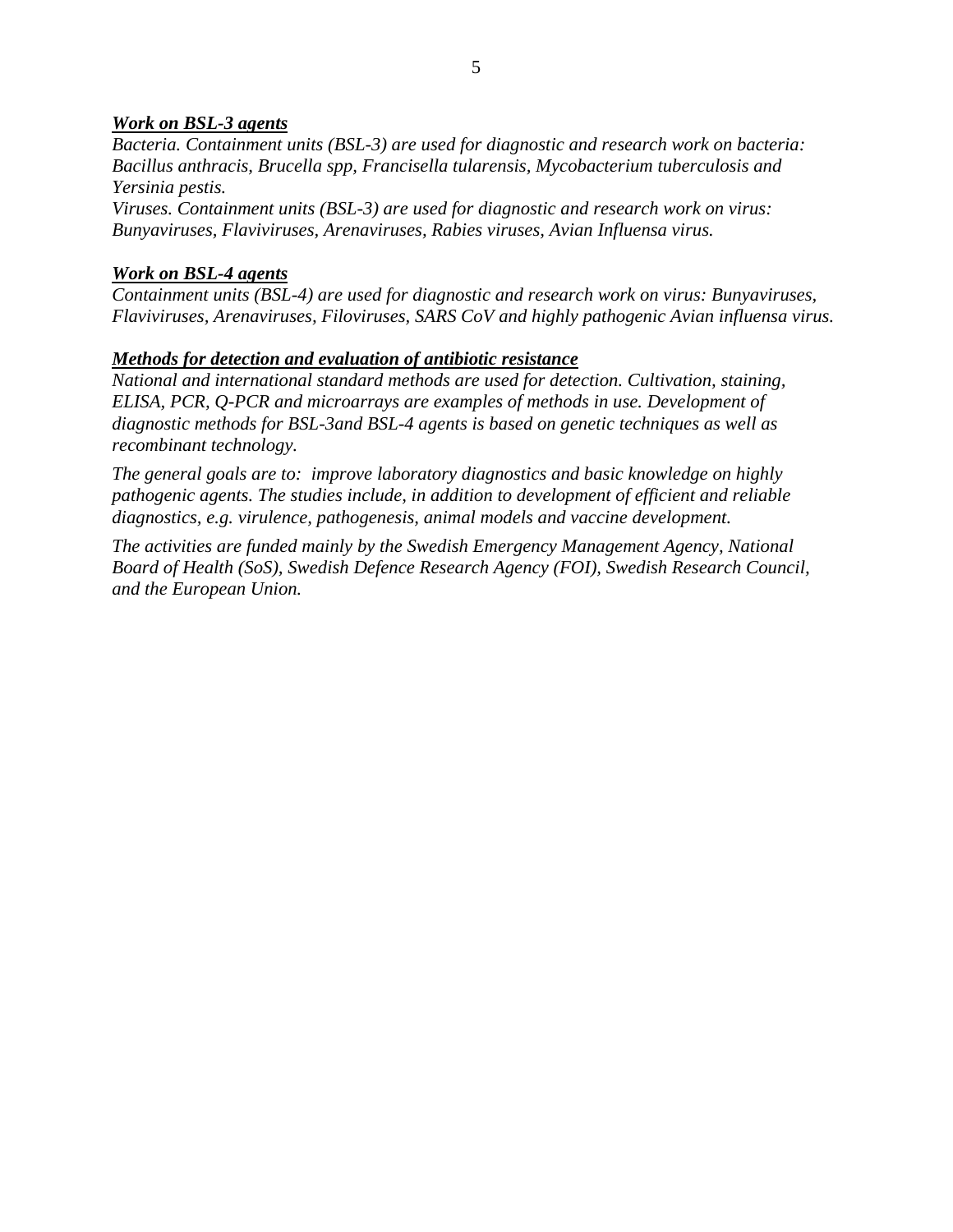***Work on BSL-3 agents***

*Bacteria. Containment units (BSL-3) are used for diagnostic and research work on bacteria: Bacillus anthracis, Brucella spp, Francisella tularensis, Mycobacterium tuberculosis and Yersinia pestis.*

*Viruses. Containment units (BSL-3) are used for diagnostic and research work on virus: Bunyaviruses, Flaviviruses, Arenaviruses, Rabies viruses, Avian Influensa virus.*

***Work on BSL-4 agents***

*Containment units (BSL-4) are used for diagnostic and research work on virus: Bunyaviruses, Flaviviruses, Arenaviruses, Filoviruses, SARS CoV and highly pathogenic Avian influensa virus.*

***Methods for detection and evaluation of antibiotic resistance***

*National and international standard methods are used for detection. Cultivation, staining, ELISA, PCR, Q-PCR and microarrays are examples of methods in use. Development of diagnostic methods for BSL-3and BSL-4 agents is based on genetic techniques as well as recombinant technology.*

*The general goals are to: improve laboratory diagnostics and basic knowledge on highly pathogenic agents. The studies include, in addition to development of efficient and reliable diagnostics, e.g. virulence, pathogenesis, animal models and vaccine development.*

*The activities are funded mainly by the Swedish Emergency Management Agency, National Board of Health (SoS), Swedish Defence Research Agency (FOI), Swedish Research Council, and the European Union.*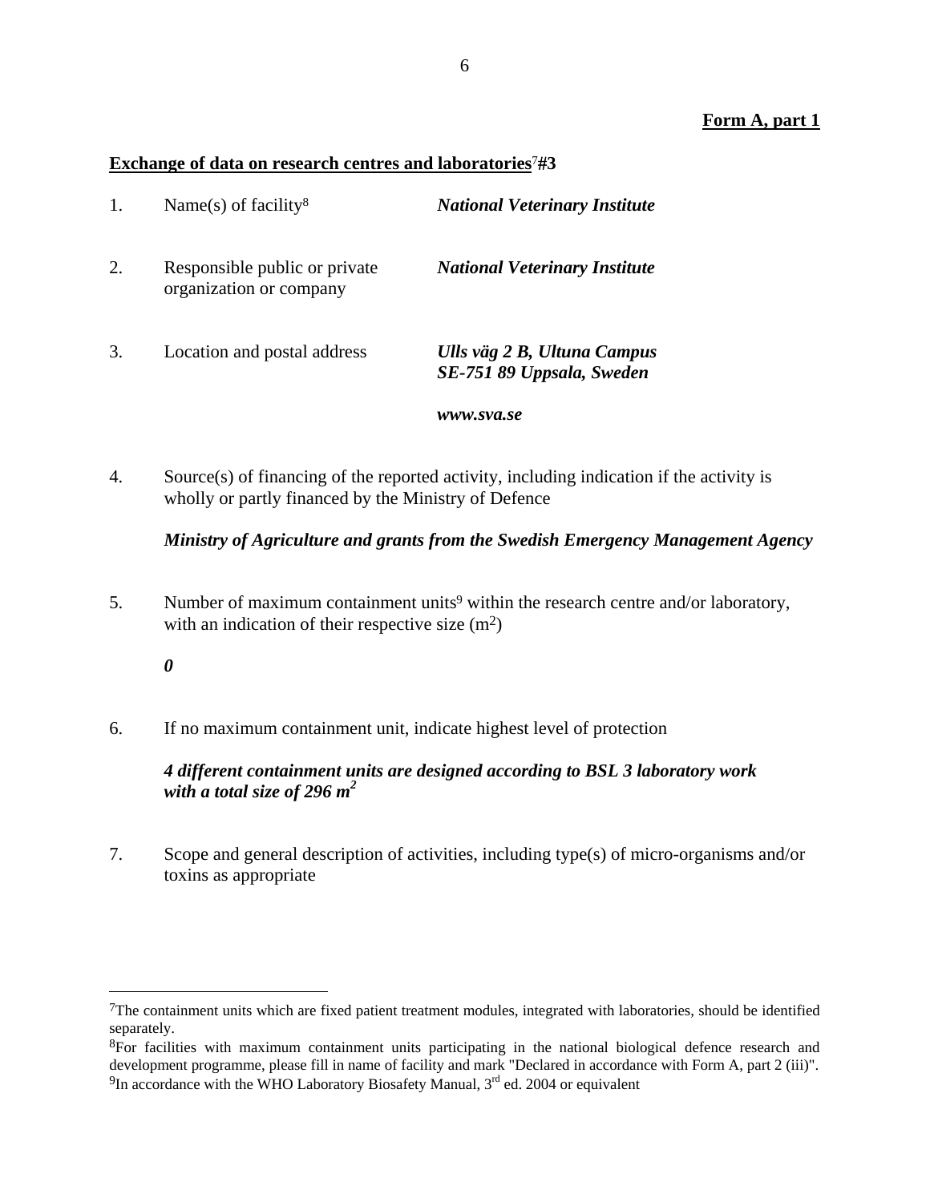**Form A, part 1**

**Exchange of data on research centres and laboratories**[7]**#3**

1. Name(s) of facility[8] — ***National Veterinary Institute***

2. Responsible public or private organization or company — ***National Veterinary Institute***

3. Location and postal address — ***Ulls väg 2 B, Ultuna Campus***
   ***SE-751 89 Uppsala, Sweden***

   ***www.sva.se***

4. Source(s) of financing of the reported activity, including indication if the activity is wholly or partly financed by the Ministry of Defence

   ***Ministry of Agriculture and grants from the Swedish Emergency Management Agency***

5. Number of maximum containment units[9] within the research centre and/or laboratory, with an indication of their respective size ($m^2$)

   ***0***

6. If no maximum containment unit, indicate highest level of protection

   ***4 different containment units are designed according to BSL 3 laboratory work with a total size of 296 m²***

7. Scope and general description of activities, including type(s) of micro-organisms and/or toxins as appropriate

---

[7]The containment units which are fixed patient treatment modules, integrated with laboratories, should be identified separately.

[8]For facilities with maximum containment units participating in the national biological defence research and development programme, please fill in name of facility and mark "Declared in accordance with Form A, part 2 (iii)".

[9]In accordance with the WHO Laboratory Biosafety Manual, 3rd ed. 2004 or equivalent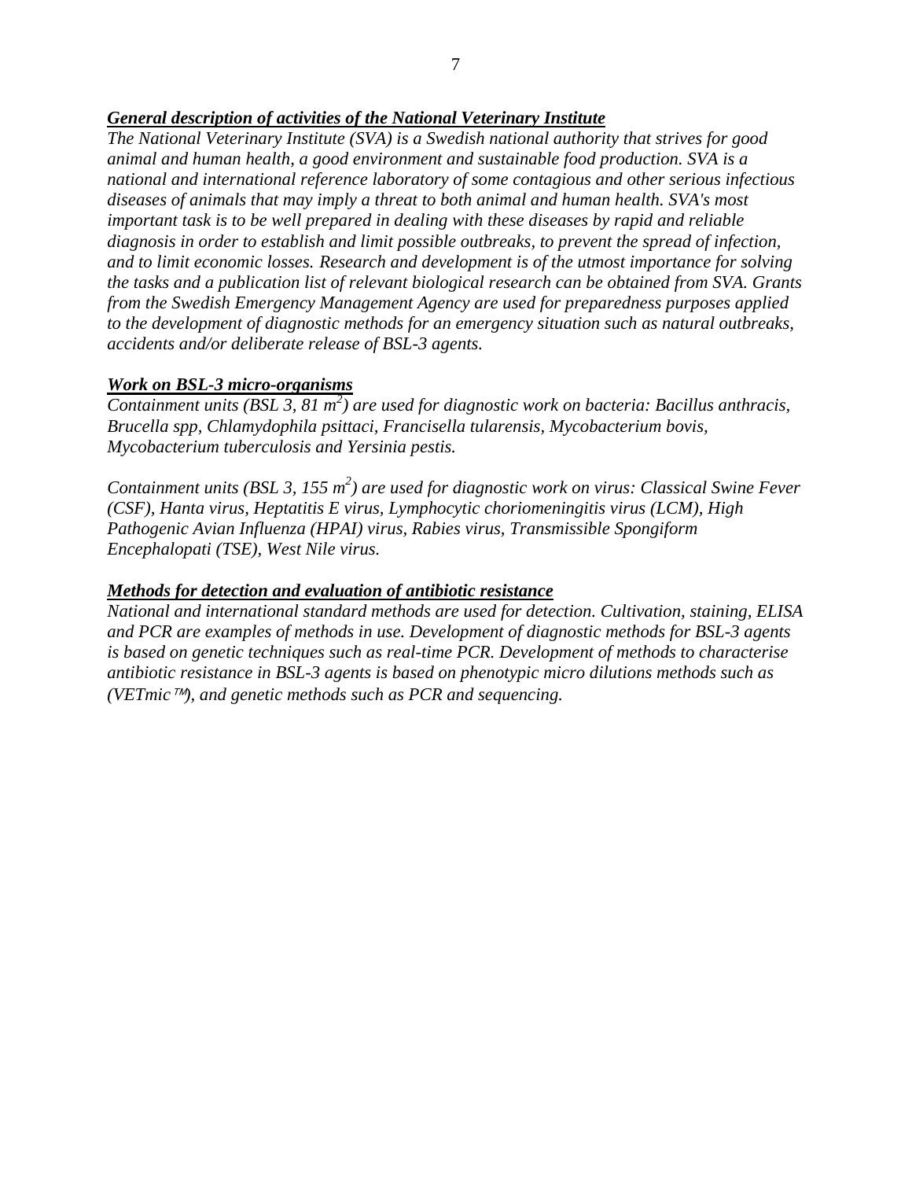***General description of activities of the National Veterinary Institute***

*The National Veterinary Institute (SVA) is a Swedish national authority that strives for good animal and human health, a good environment and sustainable food production. SVA is a national and international reference laboratory of some contagious and other serious infectious diseases of animals that may imply a threat to both animal and human health. SVA's most important task is to be well prepared in dealing with these diseases by rapid and reliable diagnosis in order to establish and limit possible outbreaks, to prevent the spread of infection, and to limit economic losses. Research and development is of the utmost importance for solving the tasks and a publication list of relevant biological research can be obtained from SVA. Grants from the Swedish Emergency Management Agency are used for preparedness purposes applied to the development of diagnostic methods for an emergency situation such as natural outbreaks, accidents and/or deliberate release of BSL-3 agents.*

***Work on BSL-3 micro-organisms***

*Containment units (BSL 3, 81 $m^2$) are used for diagnostic work on bacteria: Bacillus anthracis, Brucella spp, Chlamydophila psittaci, Francisella tularensis, Mycobacterium bovis, Mycobacterium tuberculosis and Yersinia pestis.*

*Containment units (BSL 3, 155 $m^2$) are used for diagnostic work on virus: Classical Swine Fever (CSF), Hanta virus, Heptatitis E virus, Lymphocytic choriomeningitis virus (LCM), High Pathogenic Avian Influenza (HPAI) virus, Rabies virus, Transmissible Spongiform Encephalopati (TSE), West Nile virus.*

***Methods for detection and evaluation of antibiotic resistance***

*National and international standard methods are used for detection. Cultivation, staining, ELISA and PCR are examples of methods in use. Development of diagnostic methods for BSL-3 agents is based on genetic techniques such as real-time PCR. Development of methods to characterise antibiotic resistance in BSL-3 agents is based on phenotypic micro dilutions methods such as (VETmic™), and genetic methods such as PCR and sequencing.*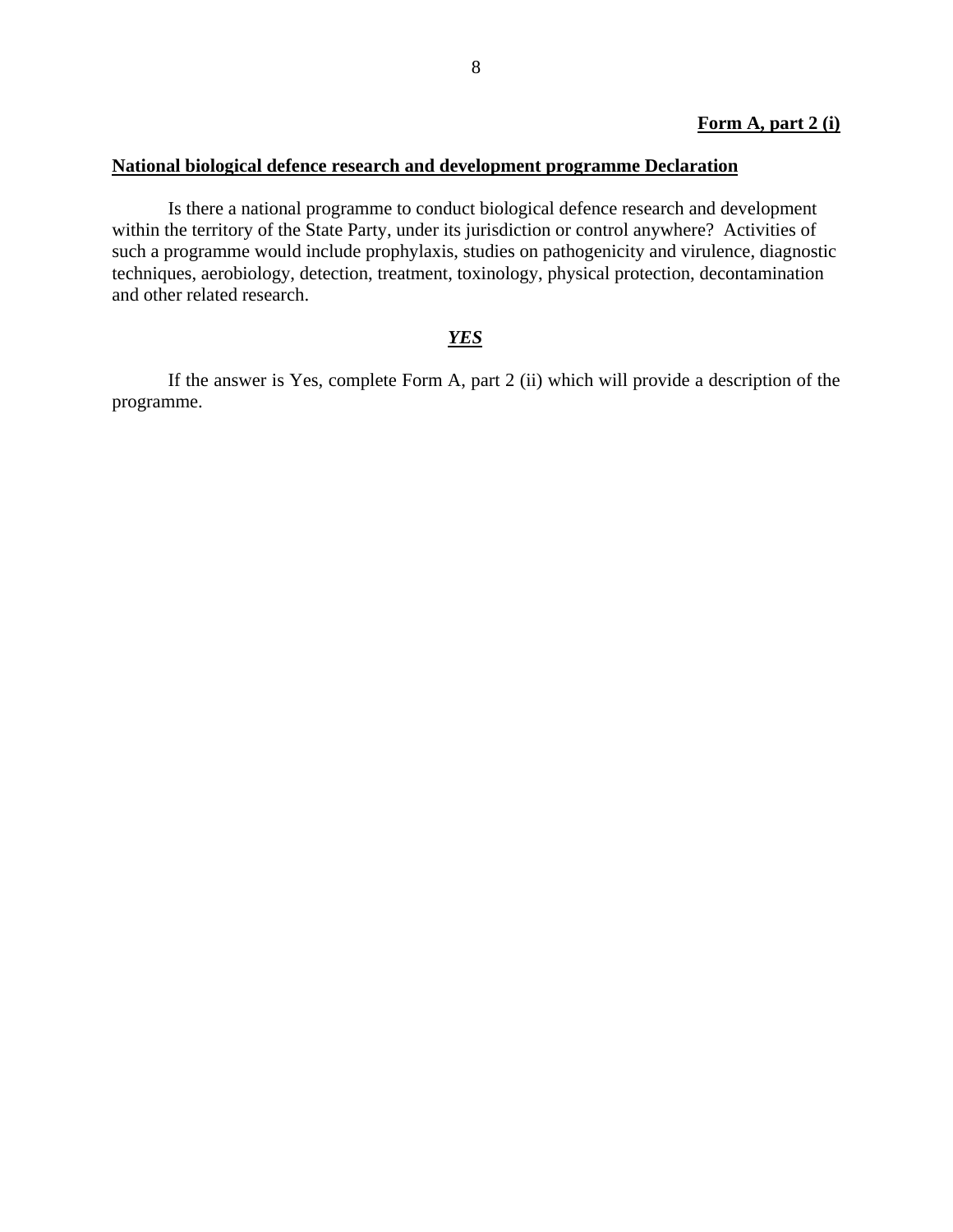**Form A, part 2 (i)**

## National biological defence research and development programme Declaration

Is there a national programme to conduct biological defence research and development within the territory of the State Party, under its jurisdiction or control anywhere? Activities of such a programme would include prophylaxis, studies on pathogenicity and virulence, diagnostic techniques, aerobiology, detection, treatment, toxinology, physical protection, decontamination and other related research.

***YES***

If the answer is Yes, complete Form A, part 2 (ii) which will provide a description of the programme.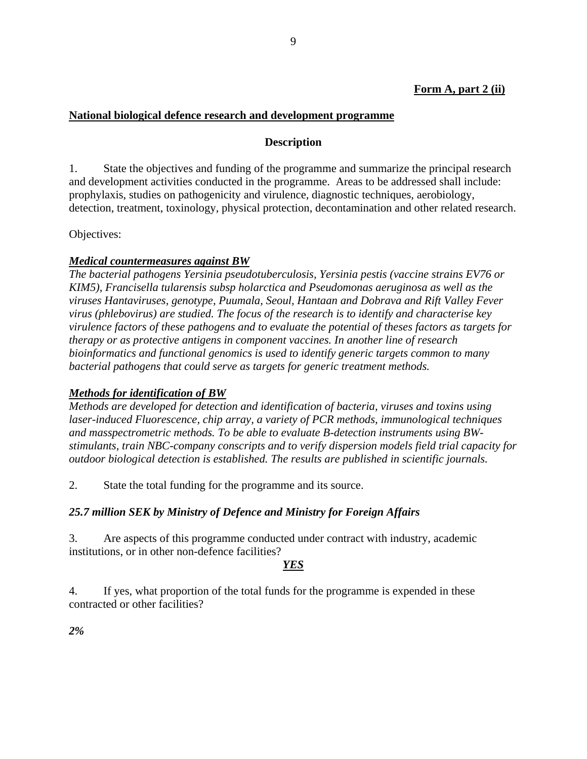**Form A, part 2 (ii)**

## National biological defence research and development programme

### Description

1. State the objectives and funding of the programme and summarize the principal research and development activities conducted in the programme. Areas to be addressed shall include: prophylaxis, studies on pathogenicity and virulence, diagnostic techniques, aerobiology, detection, treatment, toxinology, physical protection, decontamination and other related research.

Objectives:

***Medical countermeasures against BW***
*The bacterial pathogens Yersinia pseudotuberculosis, Yersinia pestis (vaccine strains EV76 or KIM5), Francisella tularensis subsp holarctica and Pseudomonas aeruginosa as well as the viruses Hantaviruses, genotype, Puumala, Seoul, Hantaan and Dobrava and Rift Valley Fever virus (phlebovirus) are studied. The focus of the research is to identify and characterise key virulence factors of these pathogens and to evaluate the potential of theses factors as targets for therapy or as protective antigens in component vaccines. In another line of research bioinformatics and functional genomics is used to identify generic targets common to many bacterial pathogens that could serve as targets for generic treatment methods.*

***Methods for identification of BW***
*Methods are developed for detection and identification of bacteria, viruses and toxins using laser-induced Fluorescence, chip array, a variety of PCR methods, immunological techniques and masspectrometric methods. To be able to evaluate B-detection instruments using BW-stimulants, train NBC-company conscripts and to verify dispersion models field trial capacity for outdoor biological detection is established. The results are published in scientific journals.*

2. State the total funding for the programme and its source.

***25.7 million SEK by Ministry of Defence and Ministry for Foreign Affairs***

3. Are aspects of this programme conducted under contract with industry, academic institutions, or in other non-defence facilities?

***YES***

4. If yes, what proportion of the total funds for the programme is expended in these contracted or other facilities?

***2%***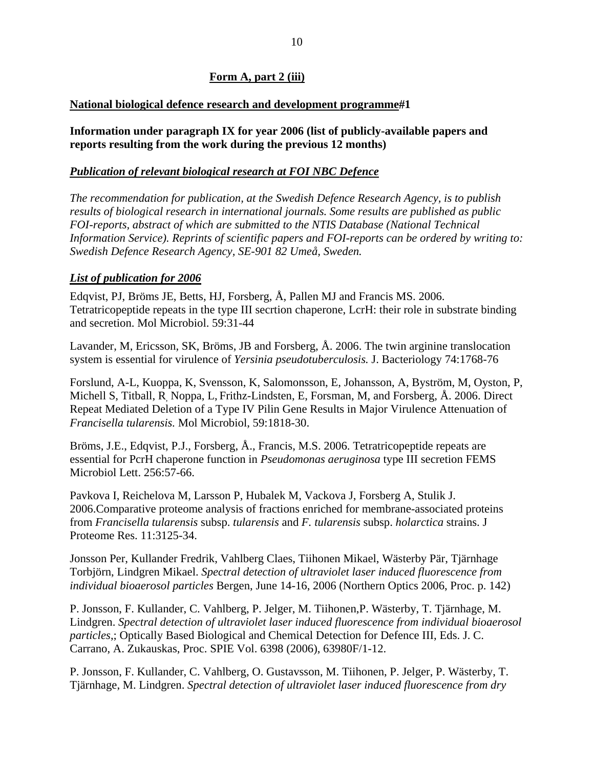**Form A, part 2 (iii)**

**National biological defence research and development programme#1**

**Information under paragraph IX for year 2006 (list of publicly-available papers and reports resulting from the work during the previous 12 months)**

***Publication of relevant biological research at FOI NBC Defence***

*The recommendation for publication, at the Swedish Defence Research Agency, is to publish results of biological research in international journals. Some results are published as public FOI-reports, abstract of which are submitted to the NTIS Database (National Technical Information Service). Reprints of scientific papers and FOI-reports can be ordered by writing to: Swedish Defence Research Agency, SE-901 82 Umeå, Sweden.*

***List of publication for 2006***

Edqvist, PJ, Bröms JE, Betts, HJ, Forsberg, Å, Pallen MJ and Francis MS. 2006. Tetratricopeptide repeats in the type III secrtion chaperone, LcrH: their role in substrate binding and secretion. Mol Microbiol. 59:31-44

Lavander, M, Ericsson, SK, Bröms, JB and Forsberg, Å. 2006. The twin arginine translocation system is essential for virulence of *Yersinia pseudotuberculosis.* J. Bacteriology 74:1768-76

Forslund, A-L, Kuoppa, K, Svensson, K, Salomonsson, E, Johansson, A, Byström, M, Oyston, P, Michell S, Titball, R, Noppa, L, Frithz-Lindsten, E, Forsman, M, and Forsberg, Å. 2006. Direct Repeat Mediated Deletion of a Type IV Pilin Gene Results in Major Virulence Attenuation of *Francisella tularensis.* Mol Microbiol, 59:1818-30.

Bröms, J.E., Edqvist, P.J., Forsberg, Å., Francis, M.S. 2006. Tetratricopeptide repeats are essential for PcrH chaperone function in *Pseudomonas aeruginosa* type III secretion FEMS Microbiol Lett. 256:57-66.

Pavkova I, Reichelova M, Larsson P, Hubalek M, Vackova J, Forsberg A, Stulik J. 2006.Comparative proteome analysis of fractions enriched for membrane-associated proteins from *Francisella tularensis* subsp. *tularensis* and *F. tularensis* subsp. *holarctica* strains. J Proteome Res. 11:3125-34.

Jonsson Per, Kullander Fredrik, Vahlberg Claes, Tiihonen Mikael, Wästerby Pär, Tjärnhage Torbjörn, Lindgren Mikael. *Spectral detection of ultraviolet laser induced fluorescence from individual bioaerosol particles* Bergen, June 14-16, 2006 (Northern Optics 2006, Proc. p. 142)

P. Jonsson, F. Kullander, C. Vahlberg, P. Jelger, M. Tiihonen,P. Wästerby, T. Tjärnhage, M. Lindgren. *Spectral detection of ultraviolet laser induced fluorescence from individual bioaerosol particles*,; Optically Based Biological and Chemical Detection for Defence III, Eds. J. C. Carrano, A. Zukauskas, Proc. SPIE Vol. 6398 (2006), 63980F/1-12.

P. Jonsson, F. Kullander, C. Vahlberg, O. Gustavsson, M. Tiihonen, P. Jelger, P. Wästerby, T. Tjärnhage, M. Lindgren. *Spectral detection of ultraviolet laser induced fluorescence from dry*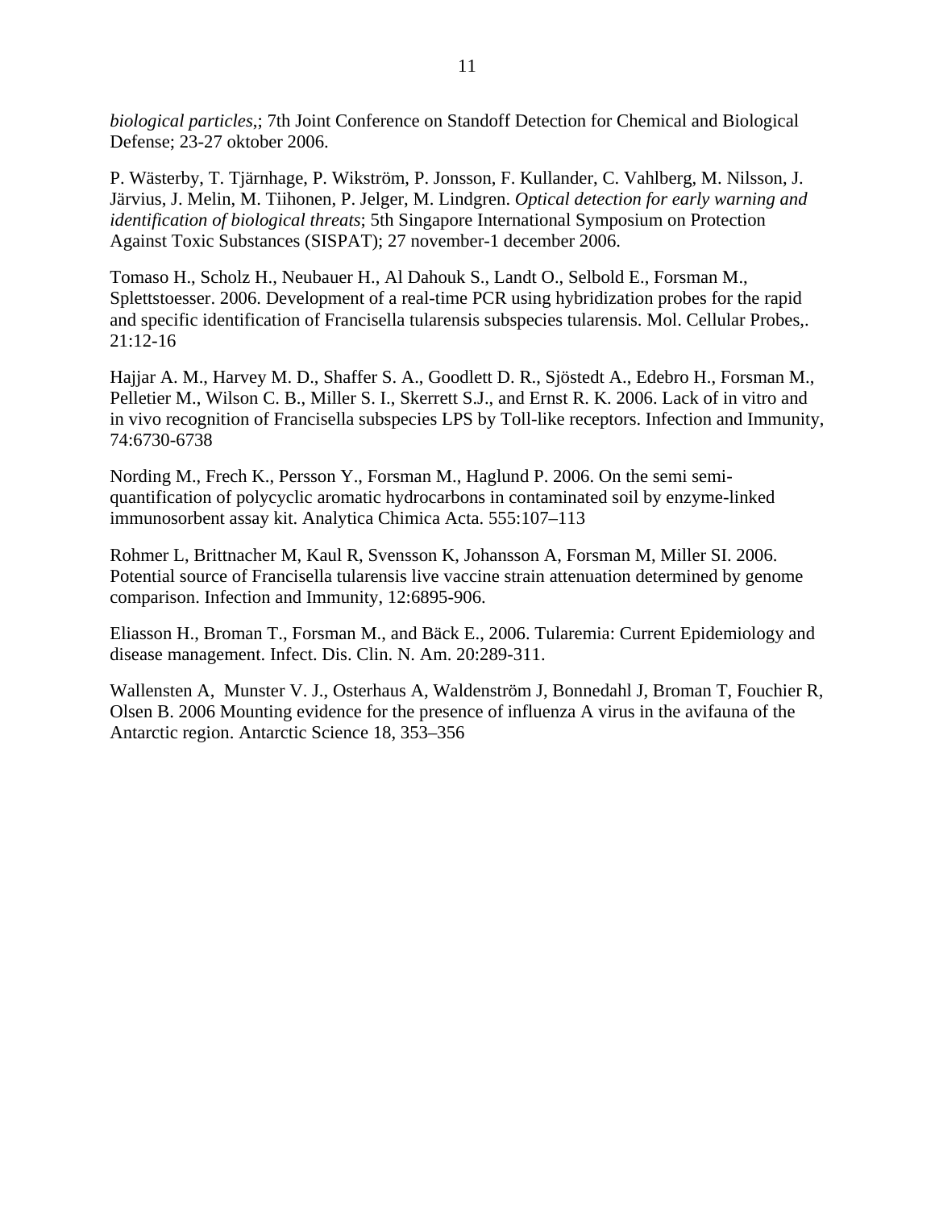*biological particles*,; 7th Joint Conference on Standoff Detection for Chemical and Biological Defense; 23-27 oktober 2006.

P. Wästerby, T. Tjärnhage, P. Wikström, P. Jonsson, F. Kullander, C. Vahlberg, M. Nilsson, J. Järvius, J. Melin, M. Tiihonen, P. Jelger, M. Lindgren. *Optical detection for early warning and identification of biological threats*; 5th Singapore International Symposium on Protection Against Toxic Substances (SISPAT); 27 november-1 december 2006.

Tomaso H., Scholz H., Neubauer H., Al Dahouk S., Landt O., Selbold E., Forsman M., Splettstoesser. 2006. Development of a real-time PCR using hybridization probes for the rapid and specific identification of Francisella tularensis subspecies tularensis. Mol. Cellular Probes,. 21:12-16

Hajjar A. M., Harvey M. D., Shaffer S. A., Goodlett D. R., Sjöstedt A., Edebro H., Forsman M., Pelletier M., Wilson C. B., Miller S. I., Skerrett S.J., and Ernst R. K. 2006. Lack of in vitro and in vivo recognition of Francisella subspecies LPS by Toll-like receptors. Infection and Immunity, 74:6730-6738

Nording M., Frech K., Persson Y., Forsman M., Haglund P. 2006. On the semi semi-quantification of polycyclic aromatic hydrocarbons in contaminated soil by enzyme-linked immunosorbent assay kit. Analytica Chimica Acta. 555:107–113

Rohmer L, Brittnacher M, Kaul R, Svensson K, Johansson A, Forsman M, Miller SI. 2006. Potential source of Francisella tularensis live vaccine strain attenuation determined by genome comparison. Infection and Immunity, 12:6895-906.

Eliasson H., Broman T., Forsman M., and Bäck E., 2006. Tularemia: Current Epidemiology and disease management. Infect. Dis. Clin. N. Am. 20:289-311.

Wallensten A, Munster V. J., Osterhaus A, Waldenström J, Bonnedahl J, Broman T, Fouchier R, Olsen B. 2006 Mounting evidence for the presence of influenza A virus in the avifauna of the Antarctic region. Antarctic Science 18, 353–356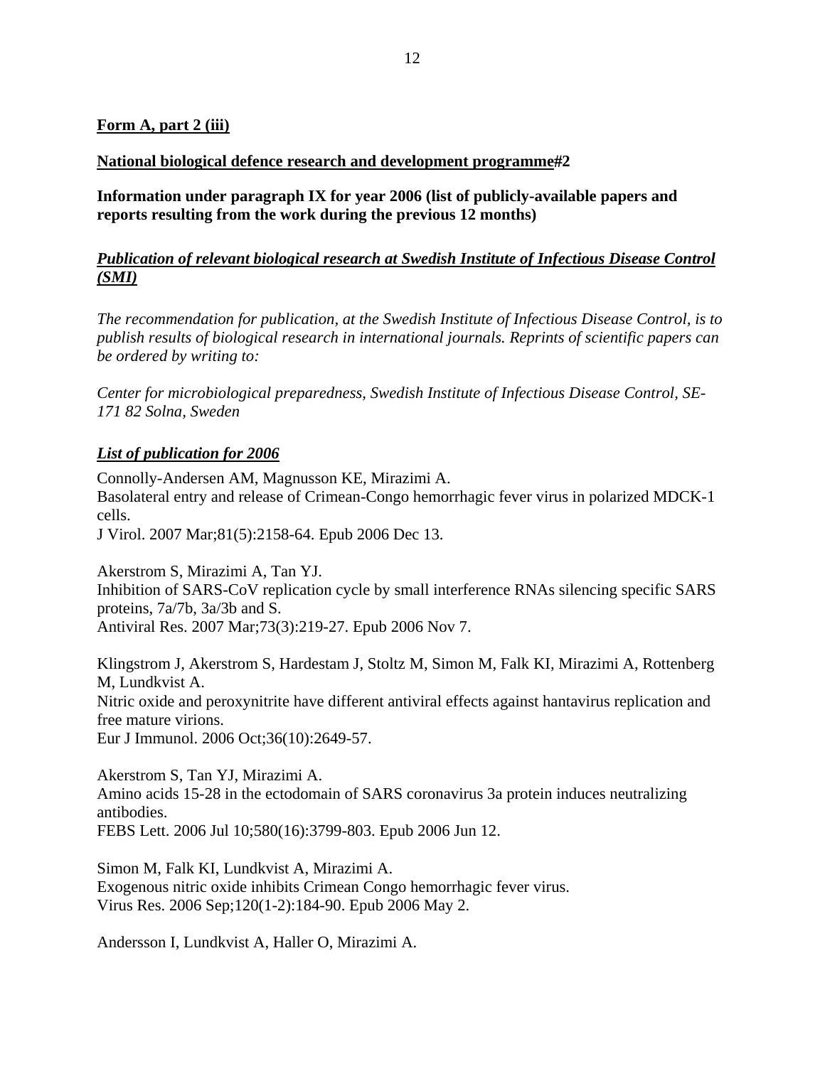**Form A, part 2 (iii)**

**National biological defence research and development programme#2**

**Information under paragraph IX for year 2006 (list of publicly-available papers and reports resulting from the work during the previous 12 months)**

***Publication of relevant biological research at Swedish Institute of Infectious Disease Control (SMI)***

*The recommendation for publication, at the Swedish Institute of Infectious Disease Control, is to publish results of biological research in international journals. Reprints of scientific papers can be ordered by writing to:*

*Center for microbiological preparedness, Swedish Institute of Infectious Disease Control, SE-171 82 Solna, Sweden*

***List of publication for 2006***

Connolly-Andersen AM, Magnusson KE, Mirazimi A.
Basolateral entry and release of Crimean-Congo hemorrhagic fever virus in polarized MDCK-1 cells.
J Virol. 2007 Mar;81(5):2158-64. Epub 2006 Dec 13.

Akerstrom S, Mirazimi A, Tan YJ.
Inhibition of SARS-CoV replication cycle by small interference RNAs silencing specific SARS proteins, 7a/7b, 3a/3b and S.
Antiviral Res. 2007 Mar;73(3):219-27. Epub 2006 Nov 7.

Klingstrom J, Akerstrom S, Hardestam J, Stoltz M, Simon M, Falk KI, Mirazimi A, Rottenberg M, Lundkvist A.
Nitric oxide and peroxynitrite have different antiviral effects against hantavirus replication and free mature virions.
Eur J Immunol. 2006 Oct;36(10):2649-57.

Akerstrom S, Tan YJ, Mirazimi A.
Amino acids 15-28 in the ectodomain of SARS coronavirus 3a protein induces neutralizing antibodies.
FEBS Lett. 2006 Jul 10;580(16):3799-803. Epub 2006 Jun 12.

Simon M, Falk KI, Lundkvist A, Mirazimi A.
Exogenous nitric oxide inhibits Crimean Congo hemorrhagic fever virus.
Virus Res. 2006 Sep;120(1-2):184-90. Epub 2006 May 2.

Andersson I, Lundkvist A, Haller O, Mirazimi A.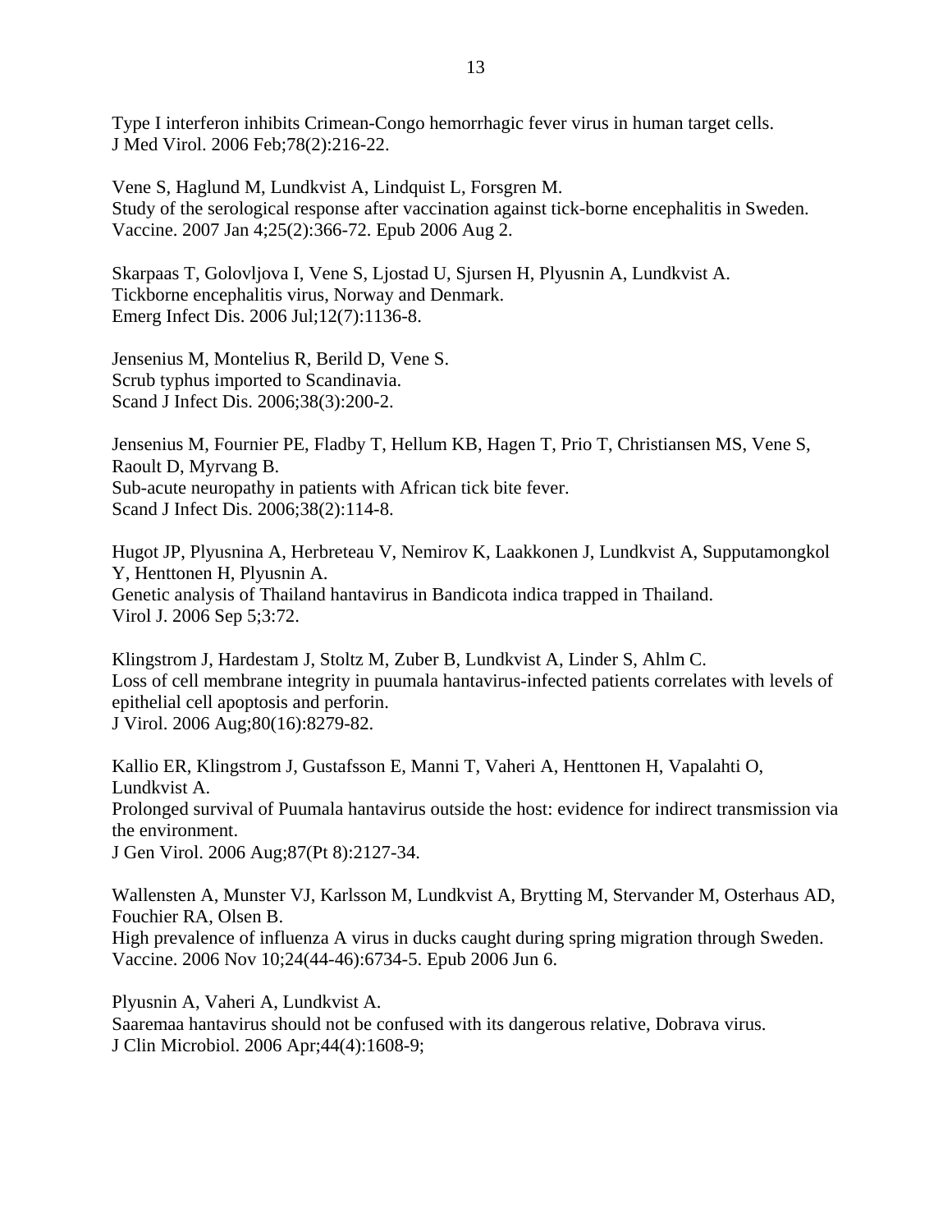Type I interferon inhibits Crimean-Congo hemorrhagic fever virus in human target cells.
J Med Virol. 2006 Feb;78(2):216-22.

Vene S, Haglund M, Lundkvist A, Lindquist L, Forsgren M.
Study of the serological response after vaccination against tick-borne encephalitis in Sweden.
Vaccine. 2007 Jan 4;25(2):366-72. Epub 2006 Aug 2.

Skarpaas T, Golovljova I, Vene S, Ljostad U, Sjursen H, Plyusnin A, Lundkvist A.
Tickborne encephalitis virus, Norway and Denmark.
Emerg Infect Dis. 2006 Jul;12(7):1136-8.

Jensenius M, Montelius R, Berild D, Vene S.
Scrub typhus imported to Scandinavia.
Scand J Infect Dis. 2006;38(3):200-2.

Jensenius M, Fournier PE, Fladby T, Hellum KB, Hagen T, Prio T, Christiansen MS, Vene S, Raoult D, Myrvang B.
Sub-acute neuropathy in patients with African tick bite fever.
Scand J Infect Dis. 2006;38(2):114-8.

Hugot JP, Plyusnina A, Herbreteau V, Nemirov K, Laakkonen J, Lundkvist A, Supputamongkol Y, Henttonen H, Plyusnin A.
Genetic analysis of Thailand hantavirus in Bandicota indica trapped in Thailand.
Virol J. 2006 Sep 5;3:72.

Klingstrom J, Hardestam J, Stoltz M, Zuber B, Lundkvist A, Linder S, Ahlm C.
Loss of cell membrane integrity in puumala hantavirus-infected patients correlates with levels of epithelial cell apoptosis and perforin.
J Virol. 2006 Aug;80(16):8279-82.

Kallio ER, Klingstrom J, Gustafsson E, Manni T, Vaheri A, Henttonen H, Vapalahti O, Lundkvist A.
Prolonged survival of Puumala hantavirus outside the host: evidence for indirect transmission via the environment.
J Gen Virol. 2006 Aug;87(Pt 8):2127-34.

Wallensten A, Munster VJ, Karlsson M, Lundkvist A, Brytting M, Stervander M, Osterhaus AD, Fouchier RA, Olsen B.
High prevalence of influenza A virus in ducks caught during spring migration through Sweden.
Vaccine. 2006 Nov 10;24(44-46):6734-5. Epub 2006 Jun 6.

Plyusnin A, Vaheri A, Lundkvist A.
Saaremaa hantavirus should not be confused with its dangerous relative, Dobrava virus.
J Clin Microbiol. 2006 Apr;44(4):1608-9;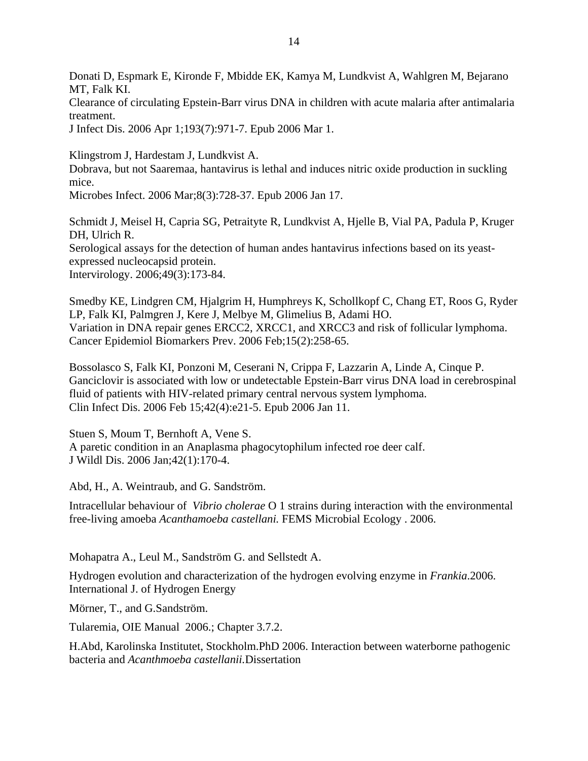Donati D, Espmark E, Kironde F, Mbidde EK, Kamya M, Lundkvist A, Wahlgren M, Bejarano MT, Falk KI.
Clearance of circulating Epstein-Barr virus DNA in children with acute malaria after antimalaria treatment.
J Infect Dis. 2006 Apr 1;193(7):971-7. Epub 2006 Mar 1.

Klingstrom J, Hardestam J, Lundkvist A.
Dobrava, but not Saaremaa, hantavirus is lethal and induces nitric oxide production in suckling mice.
Microbes Infect. 2006 Mar;8(3):728-37. Epub 2006 Jan 17.

Schmidt J, Meisel H, Capria SG, Petraityte R, Lundkvist A, Hjelle B, Vial PA, Padula P, Kruger DH, Ulrich R.
Serological assays for the detection of human andes hantavirus infections based on its yeast-expressed nucleocapsid protein.
Intervirology. 2006;49(3):173-84.

Smedby KE, Lindgren CM, Hjalgrim H, Humphreys K, Schollkopf C, Chang ET, Roos G, Ryder LP, Falk KI, Palmgren J, Kere J, Melbye M, Glimelius B, Adami HO.
Variation in DNA repair genes ERCC2, XRCC1, and XRCC3 and risk of follicular lymphoma.
Cancer Epidemiol Biomarkers Prev. 2006 Feb;15(2):258-65.

Bossolasco S, Falk KI, Ponzoni M, Ceserani N, Crippa F, Lazzarin A, Linde A, Cinque P.
Ganciclovir is associated with low or undetectable Epstein-Barr virus DNA load in cerebrospinal fluid of patients with HIV-related primary central nervous system lymphoma.
Clin Infect Dis. 2006 Feb 15;42(4):e21-5. Epub 2006 Jan 11.

Stuen S, Moum T, Bernhoft A, Vene S.
A paretic condition in an Anaplasma phagocytophilum infected roe deer calf.
J Wildl Dis. 2006 Jan;42(1):170-4.

Abd, H., A. Weintraub, and G. Sandström.

Intracellular behaviour of *Vibrio cholerae* O 1 strains during interaction with the environmental free-living amoeba *Acanthamoeba castellani.* FEMS Microbial Ecology . 2006.

Mohapatra A., Leul M., Sandström G. and Sellstedt A.

Hydrogen evolution and characterization of the hydrogen evolving enzyme in *Frankia*.2006. International J. of Hydrogen Energy

Mörner, T., and G.Sandström.

Tularemia, OIE Manual 2006.; Chapter 3.7.2.

H.Abd, Karolinska Institutet, Stockholm.PhD 2006. Interaction between waterborne pathogenic bacteria and *Acanthmoeba castellanii.*Dissertation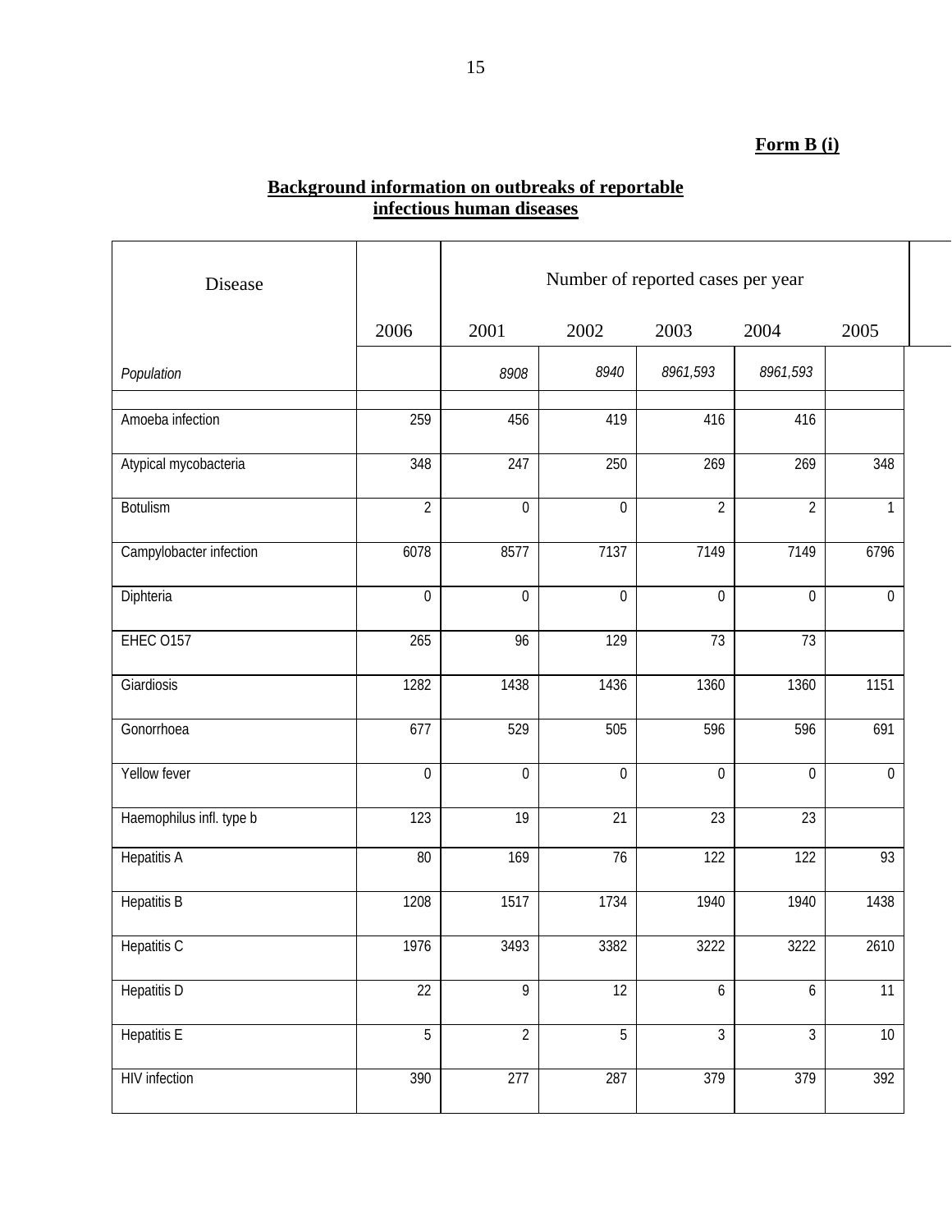**Form B (i)**

**Background information on outbreaks of reportable infectious human diseases**

| Disease | | Number of reported cases per year | | | | |
|---|---|---|---|---|---|---|
| | 2006 | 2001 | 2002 | 2003 | 2004 | 2005 |
| *Population* | | *8908* | *8940* | *8961,593* | *8961,593* | |
| | | | | | | |
| Amoeba infection | 259 | 456 | 419 | 416 | 416 | |
| Atypical mycobacteria | 348 | 247 | 250 | 269 | 269 | 348 |
| Botulism | 2 | 0 | 0 | 2 | 2 | 1 |
| Campylobacter infection | 6078 | 8577 | 7137 | 7149 | 7149 | 6796 |
| Diphteria | 0 | 0 | 0 | 0 | 0 | 0 |
| EHEC O157 | 265 | 96 | 129 | 73 | 73 | |
| Giardiosis | 1282 | 1438 | 1436 | 1360 | 1360 | 1151 |
| Gonorrhoea | 677 | 529 | 505 | 596 | 596 | 691 |
| Yellow fever | 0 | 0 | 0 | 0 | 0 | 0 |
| Haemophilus infl. type b | 123 | 19 | 21 | 23 | 23 | |
| Hepatitis A | 80 | 169 | 76 | 122 | 122 | 93 |
| Hepatitis B | 1208 | 1517 | 1734 | 1940 | 1940 | 1438 |
| Hepatitis C | 1976 | 3493 | 3382 | 3222 | 3222 | 2610 |
| Hepatitis D | 22 | 9 | 12 | 6 | 6 | 11 |
| Hepatitis E | 5 | 2 | 5 | 3 | 3 | 10 |
| HIV infection | 390 | 277 | 287 | 379 | 379 | 392 |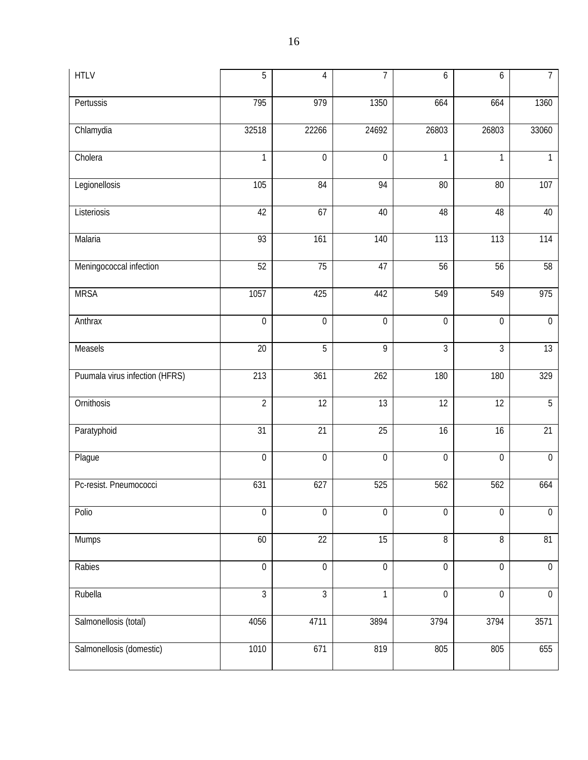| HTLV | 5 | 4 | 7 | 6 | 6 | 7 |
|---|---|---|---|---|---|---|
| Pertussis | 795 | 979 | 1350 | 664 | 664 | 1360 |
| Chlamydia | 32518 | 22266 | 24692 | 26803 | 26803 | 33060 |
| Cholera | 1 | 0 | 0 | 1 | 1 | 1 |
| Legionellosis | 105 | 84 | 94 | 80 | 80 | 107 |
| Listeriosis | 42 | 67 | 40 | 48 | 48 | 40 |
| Malaria | 93 | 161 | 140 | 113 | 113 | 114 |
| Meningococcal infection | 52 | 75 | 47 | 56 | 56 | 58 |
| MRSA | 1057 | 425 | 442 | 549 | 549 | 975 |
| Anthrax | 0 | 0 | 0 | 0 | 0 | 0 |
| Measels | 20 | 5 | 9 | 3 | 3 | 13 |
| Puumala virus infection (HFRS) | 213 | 361 | 262 | 180 | 180 | 329 |
| Ornithosis | 2 | 12 | 13 | 12 | 12 | 5 |
| Paratyphoid | 31 | 21 | 25 | 16 | 16 | 21 |
| Plague | 0 | 0 | 0 | 0 | 0 | 0 |
| Pc-resist. Pneumococci | 631 | 627 | 525 | 562 | 562 | 664 |
| Polio | 0 | 0 | 0 | 0 | 0 | 0 |
| Mumps | 60 | 22 | 15 | 8 | 8 | 81 |
| Rabies | 0 | 0 | 0 | 0 | 0 | 0 |
| Rubella | 3 | 3 | 1 | 0 | 0 | 0 |
| Salmonellosis (total) | 4056 | 4711 | 3894 | 3794 | 3794 | 3571 |
| Salmonellosis (domestic) | 1010 | 671 | 819 | 805 | 805 | 655 |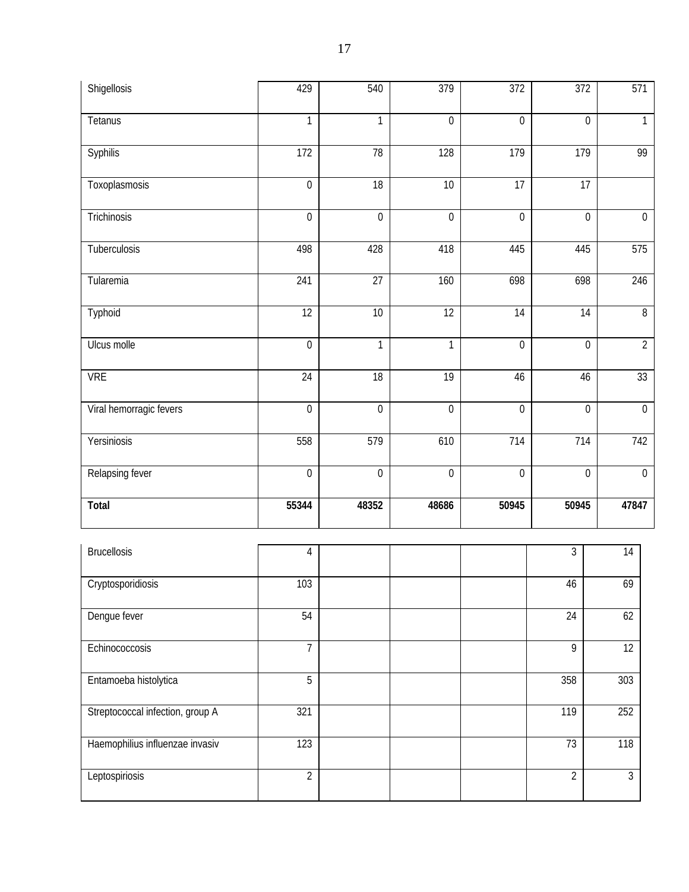| Shigellosis | 429 | 540 | 379 | 372 | 372 | 571 |
|---|---|---|---|---|---|---|
| Tetanus | 1 | 1 | 0 | 0 | 0 | 1 |
| Syphilis | 172 | 78 | 128 | 179 | 179 | 99 |
| Toxoplasmosis | 0 | 18 | 10 | 17 | 17 | |
| Trichinosis | 0 | 0 | 0 | 0 | 0 | 0 |
| Tuberculosis | 498 | 428 | 418 | 445 | 445 | 575 |
| Tularemia | 241 | 27 | 160 | 698 | 698 | 246 |
| Typhoid | 12 | 10 | 12 | 14 | 14 | 8 |
| Ulcus molle | 0 | 1 | 1 | 0 | 0 | 2 |
| VRE | 24 | 18 | 19 | 46 | 46 | 33 |
| Viral hemorragic fevers | 0 | 0 | 0 | 0 | 0 | 0 |
| Yersiniosis | 558 | 579 | 610 | 714 | 714 | 742 |
| Relapsing fever | 0 | 0 | 0 | 0 | 0 | 0 |
| **Total** | **55344** | **48352** | **48686** | **50945** | **50945** | **47847** |

| Brucellosis | 4 | | | | 3 | 14 |
|---|---|---|---|---|---|---|
| Cryptosporidiosis | 103 | | | | 46 | 69 |
| Dengue fever | 54 | | | | 24 | 62 |
| Echinococcosis | 7 | | | | 9 | 12 |
| Entamoeba histolytica | 5 | | | | 358 | 303 |
| Streptococcal infection, group A | 321 | | | | 119 | 252 |
| Haemophilius influenzae invasiv | 123 | | | | 73 | 118 |
| Leptospiriosis | 2 | | | | 2 | 3 |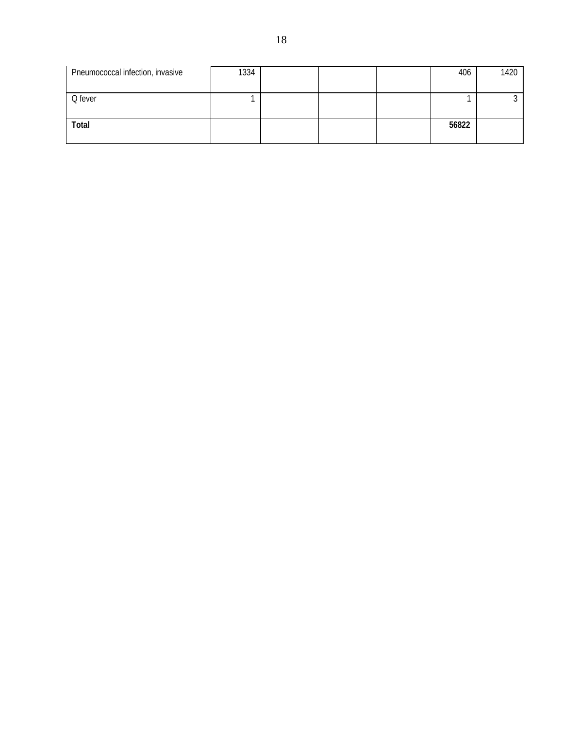| | | | | | | |
|---|---|---|---|---|---|---|
| Pneumococcal infection, invasive | 1334 | | | | 406 | 1420 |
| Q fever | 1 | | | | 1 | 3 |
| **Total** | | | | | **56822** | |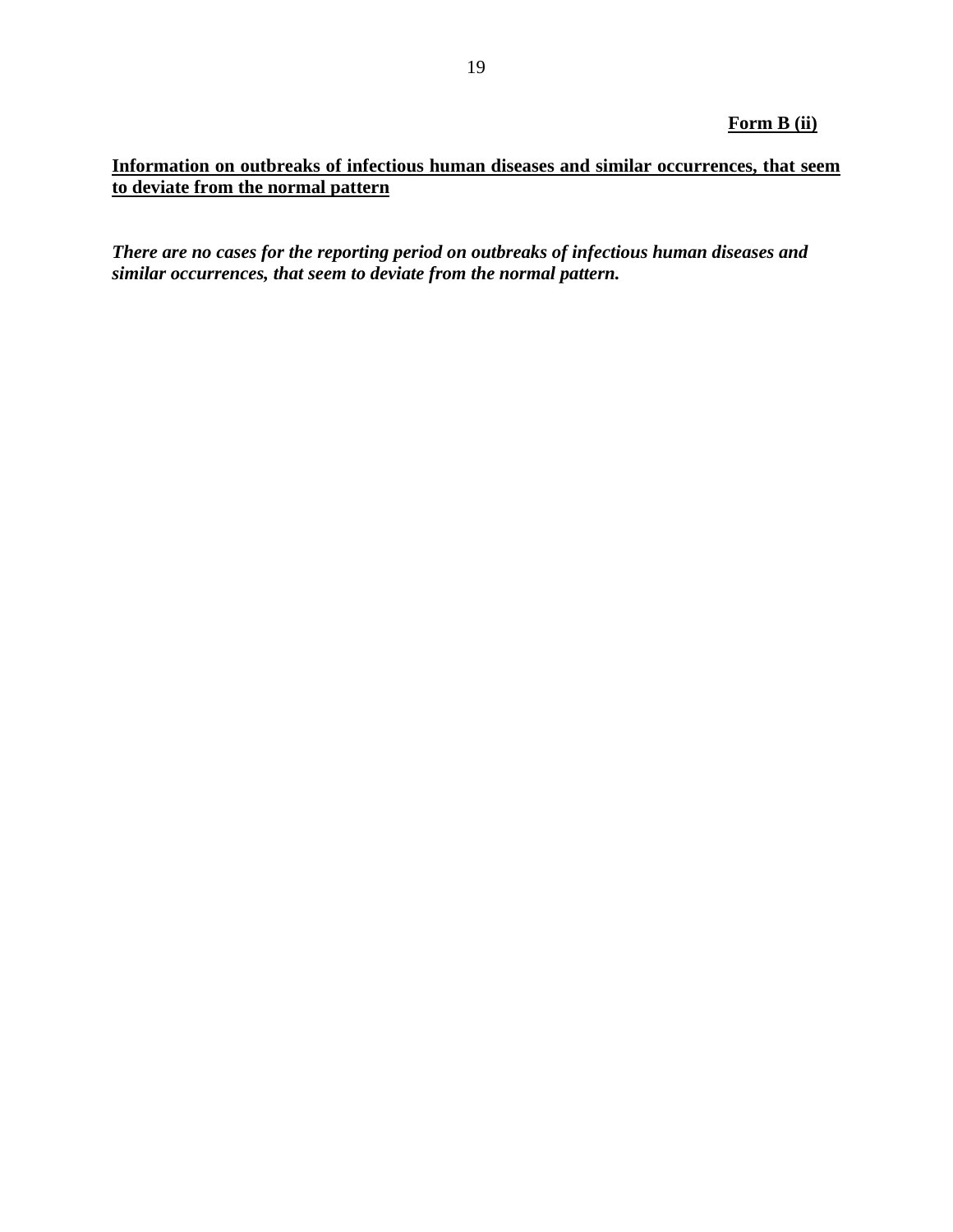**Form B (ii)**

**Information on outbreaks of infectious human diseases and similar occurrences, that seem to deviate from the normal pattern**

***There are no cases for the reporting period on outbreaks of infectious human diseases and similar occurrences, that seem to deviate from the normal pattern.***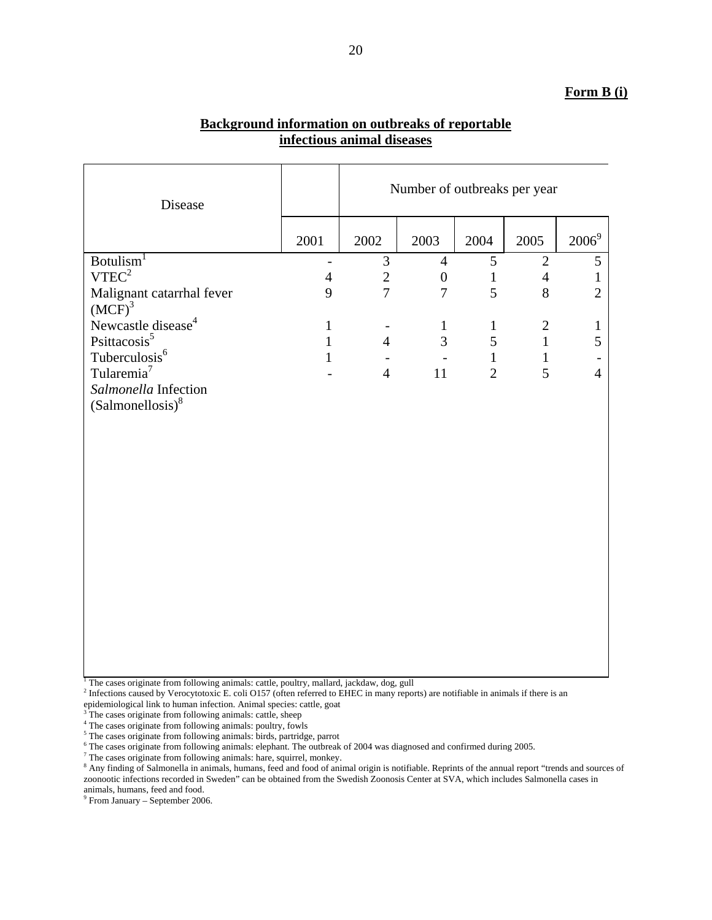**Form B (i)**

## Background information on outbreaks of reportable infectious animal diseases

| Disease | Number of outbreaks per year | | | | | |
|---|---|---|---|---|---|---|
| | 2001 | 2002 | 2003 | 2004 | 2005 | 2006[9] |
| Botulism[1] | - | 3 | 4 | 5 | 2 | 5 |
| VTEC[2] | 4 | 2 | 0 | 1 | 4 | 1 |
| Malignant catarrhal fever (MCF)[3] | 9 | 7 | 7 | 5 | 8 | 2 |
| Newcastle disease[4] | 1 | - | 1 | 1 | 2 | 1 |
| Psittacosis[5] | 1 | 4 | 3 | 5 | 1 | 5 |
| Tuberculosis[6] | 1 | - | - | 1 | 1 | - |
| Tularemia[7] | - | 4 | 11 | 2 | 5 | 4 |
| *Salmonella* Infection (Salmonellosis)[8] | | | | | | |

[1] The cases originate from following animals: cattle, poultry, mallard, jackdaw, dog, gull

[2] Infections caused by Verocytotoxic E. coli O157 (often referred to EHEC in many reports) are notifiable in animals if there is an epidemiological link to human infection. Animal species: cattle, goat

[3] The cases originate from following animals: cattle, sheep

[4] The cases originate from following animals: poultry, fowls

[5] The cases originate from following animals: birds, partridge, parrot

[6] The cases originate from following animals: elephant. The outbreak of 2004 was diagnosed and confirmed during 2005.

[7] The cases originate from following animals: hare, squirrel, monkey.

[8] Any finding of Salmonella in animals, humans, feed and food of animal origin is notifiable. Reprints of the annual report "trends and sources of zoonootic infections recorded in Sweden" can be obtained from the Swedish Zoonosis Center at SVA, which includes Salmonella cases in animals, humans, feed and food.

[9] From January – September 2006.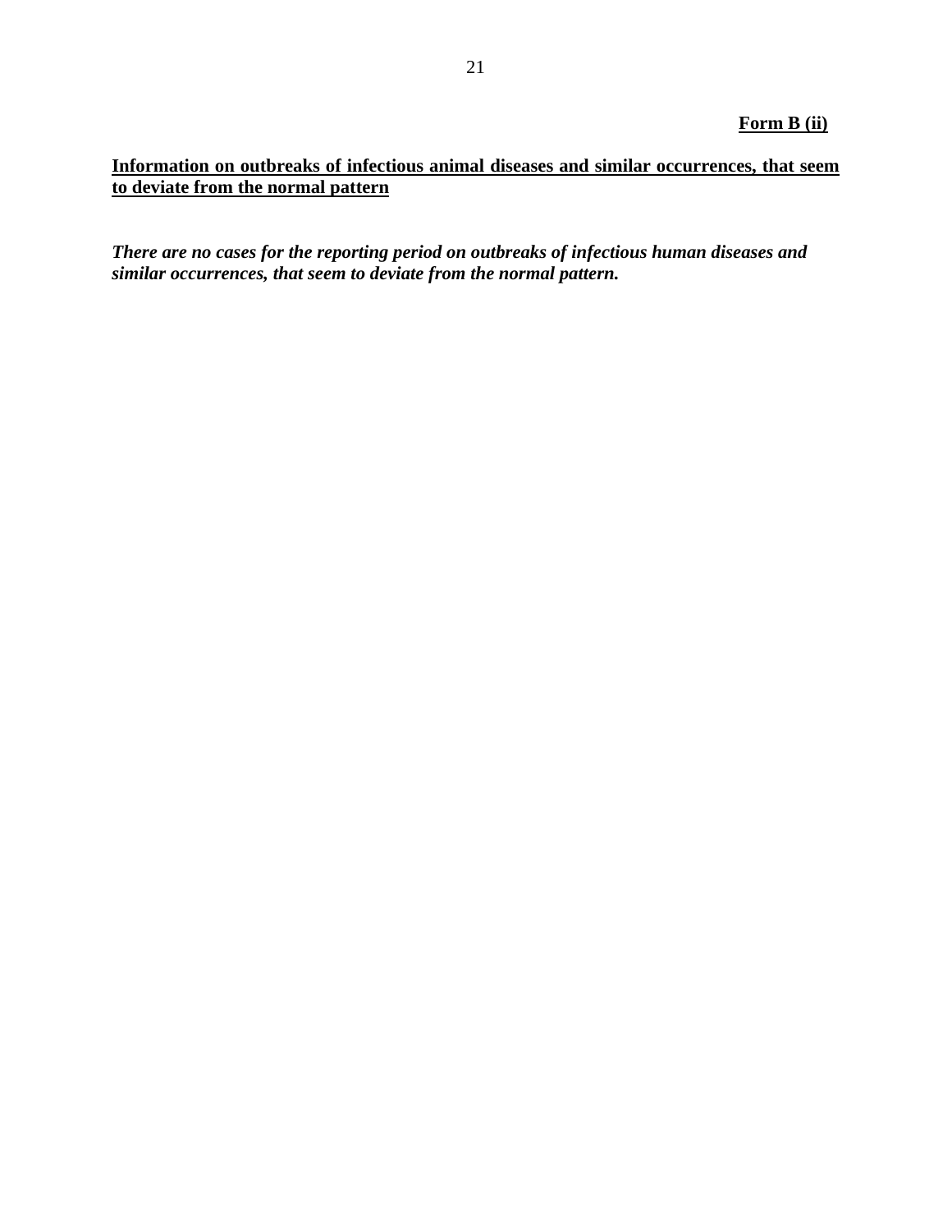**Form B (ii)**

**Information on outbreaks of infectious animal diseases and similar occurrences, that seem to deviate from the normal pattern**

***There are no cases for the reporting period on outbreaks of infectious human diseases and similar occurrences, that seem to deviate from the normal pattern.***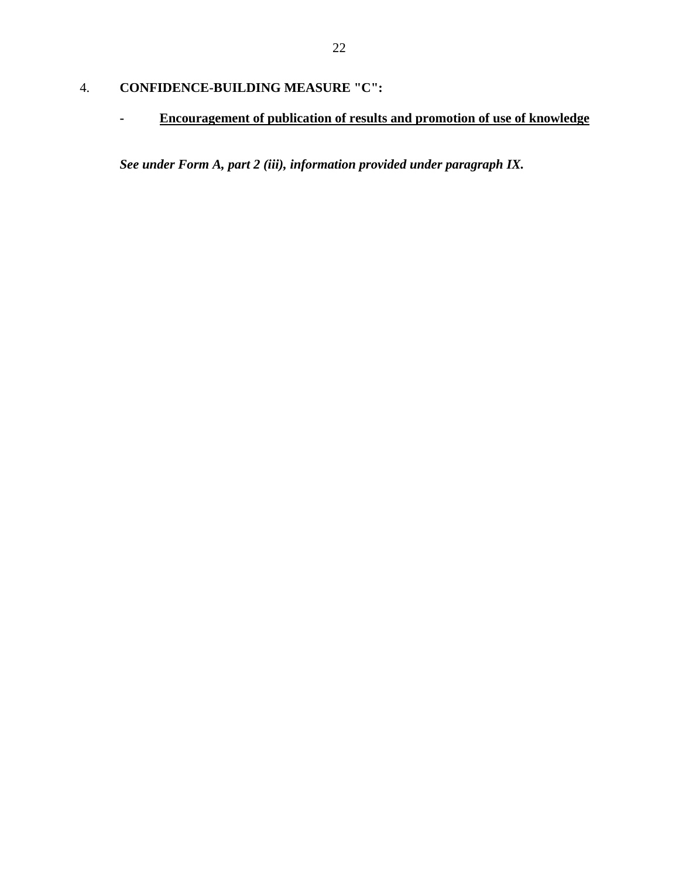4. **CONFIDENCE-BUILDING MEASURE "C":**

- **<u>Encouragement of publication of results and promotion of use of knowledge</u>**

***See under Form A, part 2 (iii), information provided under paragraph IX.***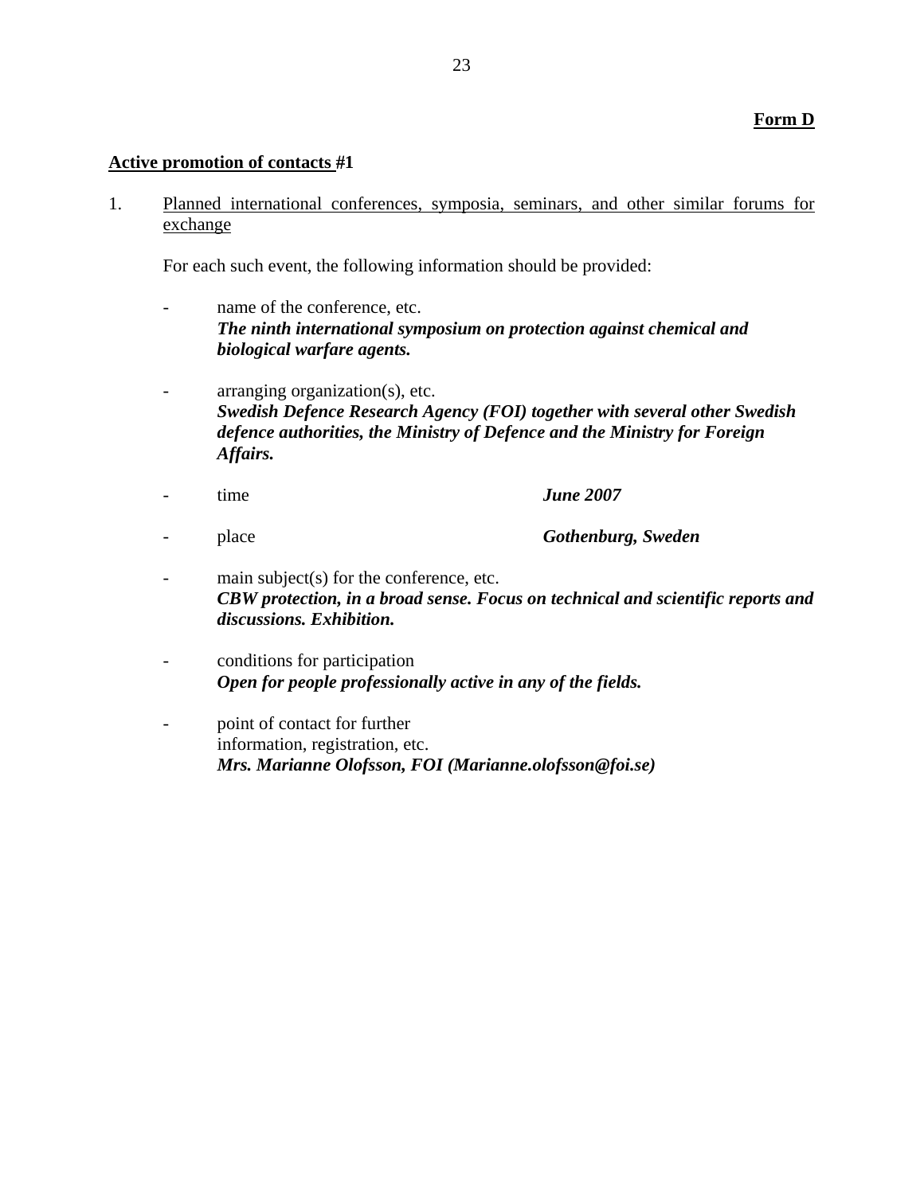**Form D**

**Active promotion of contacts #1**

1. Planned international conferences, symposia, seminars, and other similar forums for exchange

   For each such event, the following information should be provided:

   - name of the conference, etc.
     ***The ninth international symposium on protection against chemical and biological warfare agents.***

   - arranging organization(s), etc.
     ***Swedish Defence Research Agency (FOI) together with several other Swedish defence authorities, the Ministry of Defence and the Ministry for Foreign Affairs.***

   - time ***June 2007***

   - place ***Gothenburg, Sweden***

   - main subject(s) for the conference, etc.
     ***CBW protection, in a broad sense. Focus on technical and scientific reports and discussions. Exhibition.***

   - conditions for participation
     ***Open for people professionally active in any of the fields.***

   - point of contact for further information, registration, etc.
     ***Mrs. Marianne Olofsson, FOI (Marianne.olofsson@foi.se)***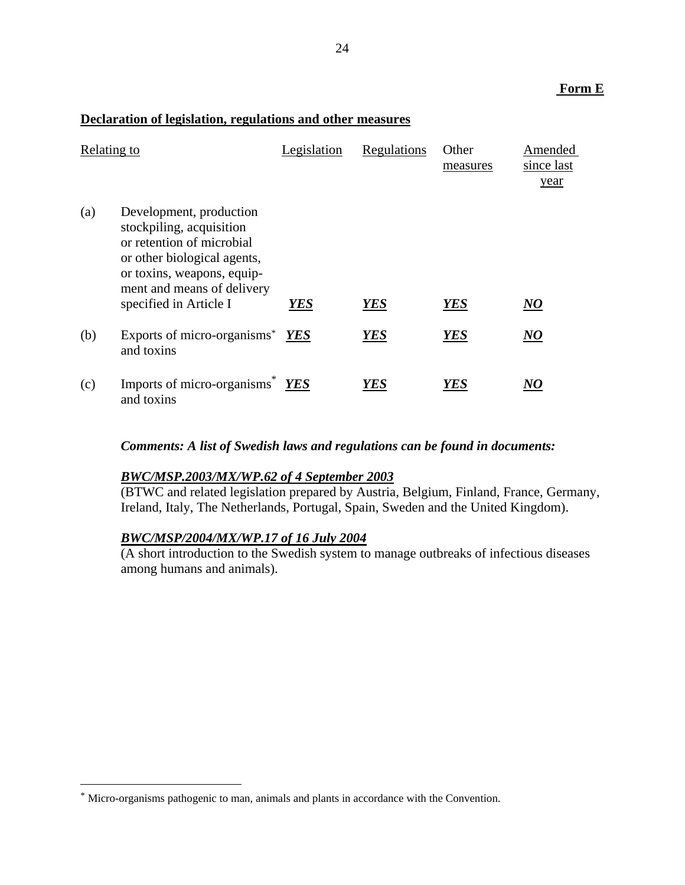**Form E**

**Declaration of legislation, regulations and other measures**

| | Relating to | Legislation | Regulations | Other measures | Amended since last year |
|---|---|---|---|---|---|
| (a) | Development, production stockpiling, acquisition or retention of microbial or other biological agents, or toxins, weapons, equipment and means of delivery specified in Article I | ***YES*** | ***YES*** | ***YES*** | ***NO*** |
| (b) | Exports of micro-organisms* and toxins | ***YES*** | ***YES*** | ***YES*** | ***NO*** |
| (c) | Imports of micro-organisms* and toxins | ***YES*** | ***YES*** | ***YES*** | ***NO*** |

***Comments: A list of Swedish laws and regulations can be found in documents:***

***BWC/MSP.2003/MX/WP.62 of 4 September 2003***
(BTWC and related legislation prepared by Austria, Belgium, Finland, France, Germany, Ireland, Italy, The Netherlands, Portugal, Spain, Sweden and the United Kingdom).

***BWC/MSP/2004/MX/WP.17 of 16 July 2004***
(A short introduction to the Swedish system to manage outbreaks of infectious diseases among humans and animals).

---

* Micro-organisms pathogenic to man, animals and plants in accordance with the Convention.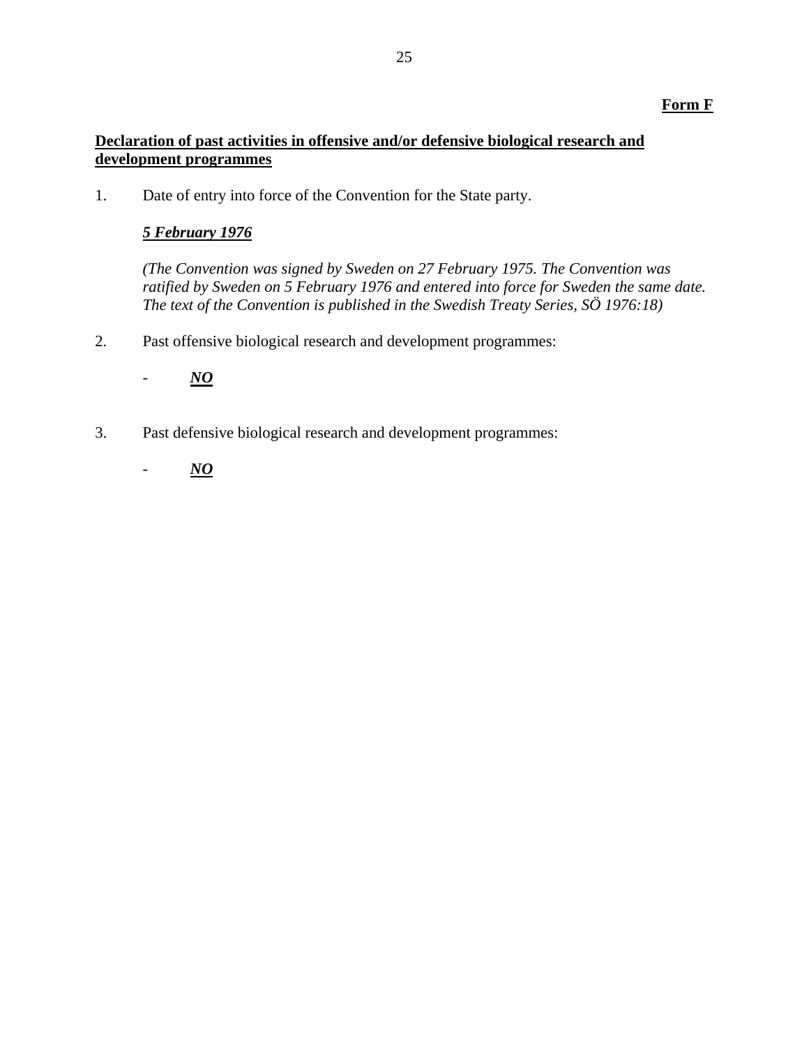**Form F**

**Declaration of past activities in offensive and/or defensive biological research and development programmes**

1. Date of entry into force of the Convention for the State party.

   ***5 February 1976***

   *(The Convention was signed by Sweden on 27 February 1975. The Convention was ratified by Sweden on 5 February 1976 and entered into force for Sweden the same date. The text of the Convention is published in the Swedish Treaty Series, SÖ 1976:18)*

2. Past offensive biological research and development programmes:

   - ***NO***

3. Past defensive biological research and development programmes:

   - ***NO***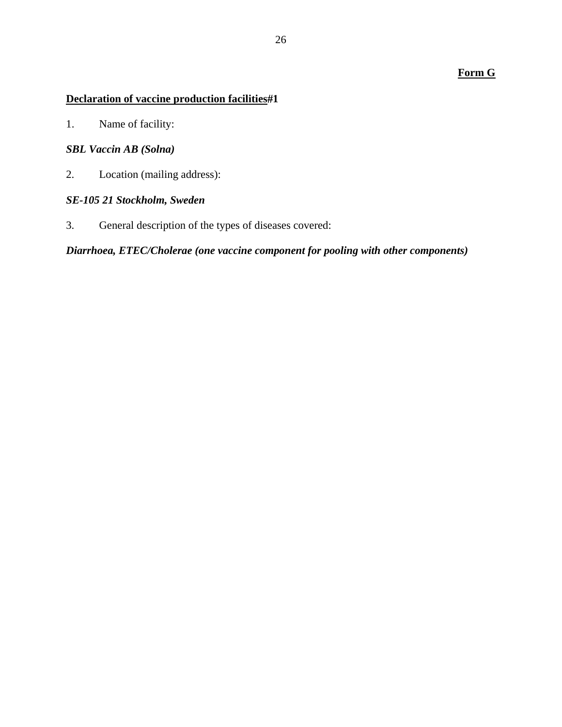**Form G**

**Declaration of vaccine production facilities#1**

1. Name of facility:

***SBL Vaccin AB (Solna)***

2. Location (mailing address):

***SE-105 21 Stockholm, Sweden***

3. General description of the types of diseases covered:

***Diarrhoea, ETEC/Cholerae (one vaccine component for pooling with other components)***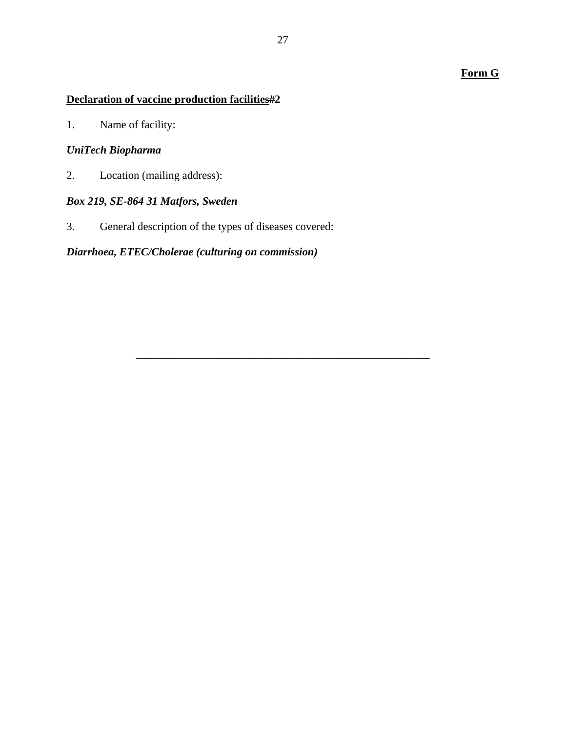**Form G**

**Declaration of vaccine production facilities#2**

1. Name of facility:

***UniTech Biopharma***

2. Location (mailing address):

***Box 219, SE-864 31 Matfors, Sweden***

3. General description of the types of diseases covered:

***Diarrhoea, ETEC/Cholerae (culturing on commission)***

---